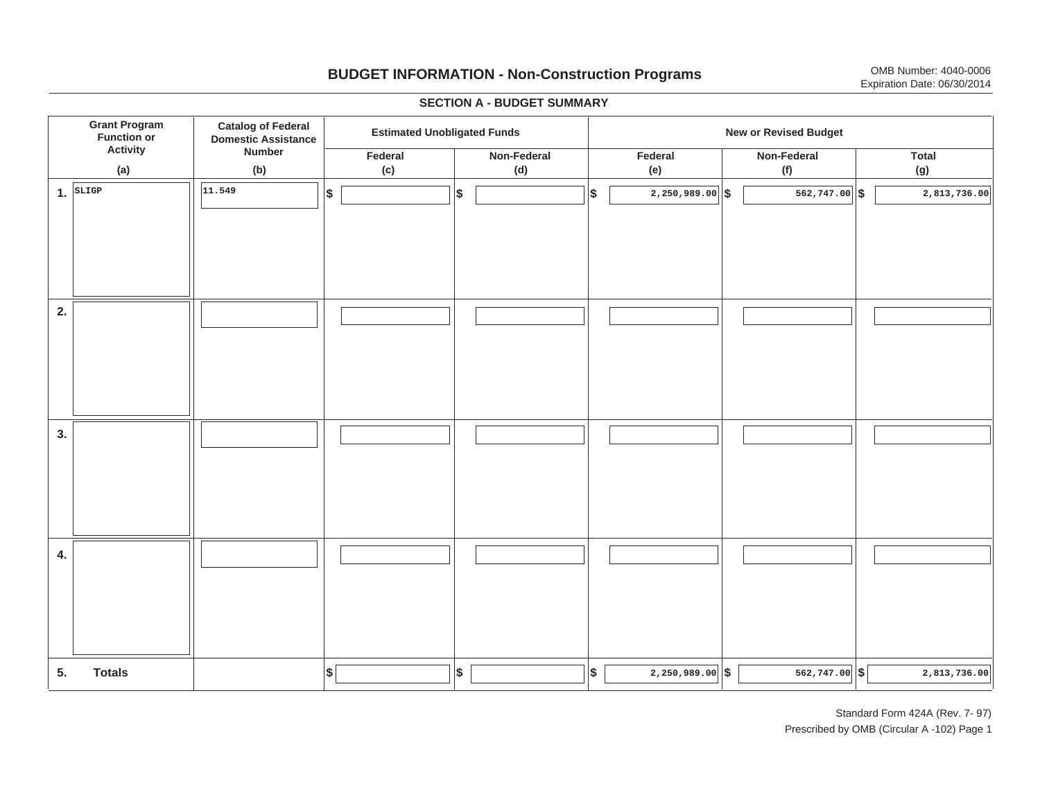# BUDGET INFORMATION - Non-Construction Programs

OMB Number: 4040-0006
Expiration Date: 06/30/2014

## SECTION A - BUDGET SUMMARY

| Grant Program Function or Activity (a) | Catalog of Federal Domestic Assistance Number (b) | Estimated Unobligated Funds | | New or Revised Budget | | |
|---|---|---|---|---|---|---|
| | | Federal (c) | Non-Federal (d) | Federal (e) | Non-Federal (f) | Total (g) |
| 1. SLIGP | 11.549 | $ | $ | $ 2,250,989.00 | $ 562,747.00 | $ 2,813,736.00 |
| 2. | | | | | | |
| 3. | | | | | | |
| 4. | | | | | | |
| 5. Totals | | $ | $ | $ 2,250,989.00 | $ 562,747.00 | $ 2,813,736.00 |

Standard Form 424A (Rev. 7- 97)
Prescribed by OMB (Circular A -102) Page 1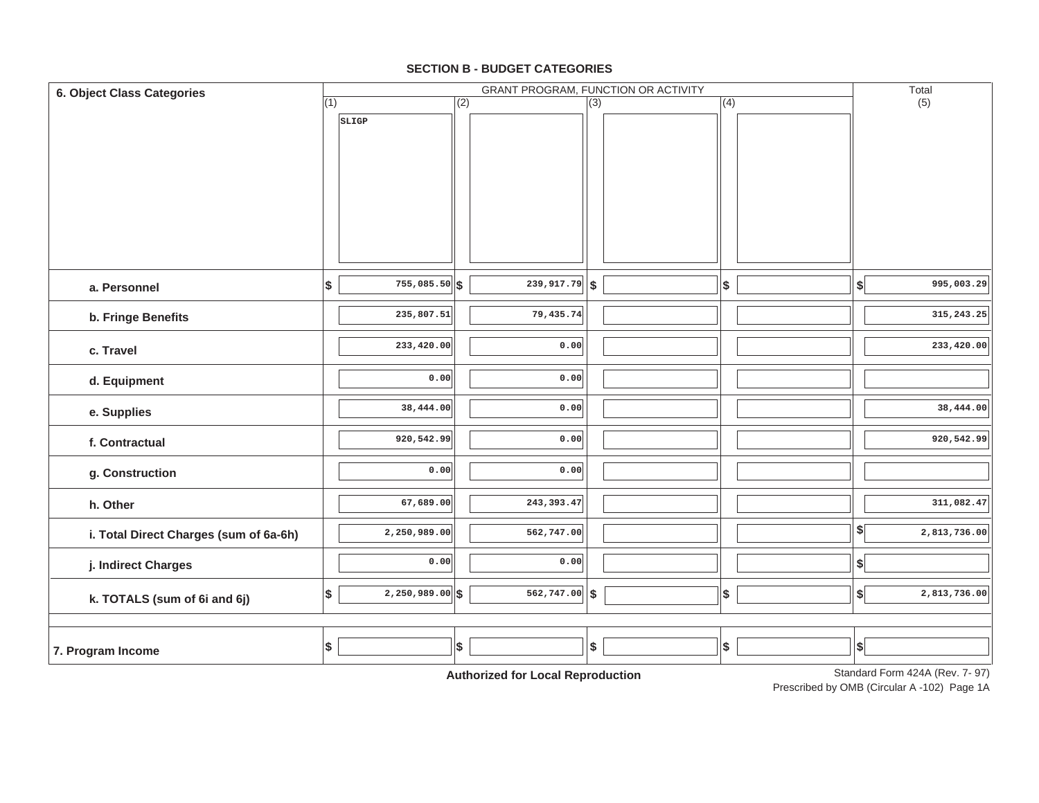## SECTION B - BUDGET CATEGORIES

| 6. Object Class Categories | GRANT PROGRAM, FUNCTION OR ACTIVITY | | | | Total |
|---|---|---|---|---|---|
| | (1) SLIGP | (2) | (3) | (4) | (5) |
| a. Personnel | $ 755,085.50 | $ 239,917.79 | $ | $ | $ 995,003.29 |
| b. Fringe Benefits | 235,807.51 | 79,435.74 | | | 315,243.25 |
| c. Travel | 233,420.00 | 0.00 | | | 233,420.00 |
| d. Equipment | 0.00 | 0.00 | | | |
| e. Supplies | 38,444.00 | 0.00 | | | 38,444.00 |
| f. Contractual | 920,542.99 | 0.00 | | | 920,542.99 |
| g. Construction | 0.00 | 0.00 | | | |
| h. Other | 67,689.00 | 243,393.47 | | | 311,082.47 |
| i. Total Direct Charges (sum of 6a-6h) | 2,250,989.00 | 562,747.00 | | | $ 2,813,736.00 |
| j. Indirect Charges | 0.00 | 0.00 | | | $ |
| k. TOTALS (sum of 6i and 6j) | $ 2,250,989.00 | $ 562,747.00 | $ | $ | $ 2,813,736.00 |
| 7. Program Income | $ | $ | $ | $ | $ |

**Authorized for Local Reproduction**

Standard Form 424A (Rev. 7- 97)
Prescribed by OMB (Circular A -102) Page 1A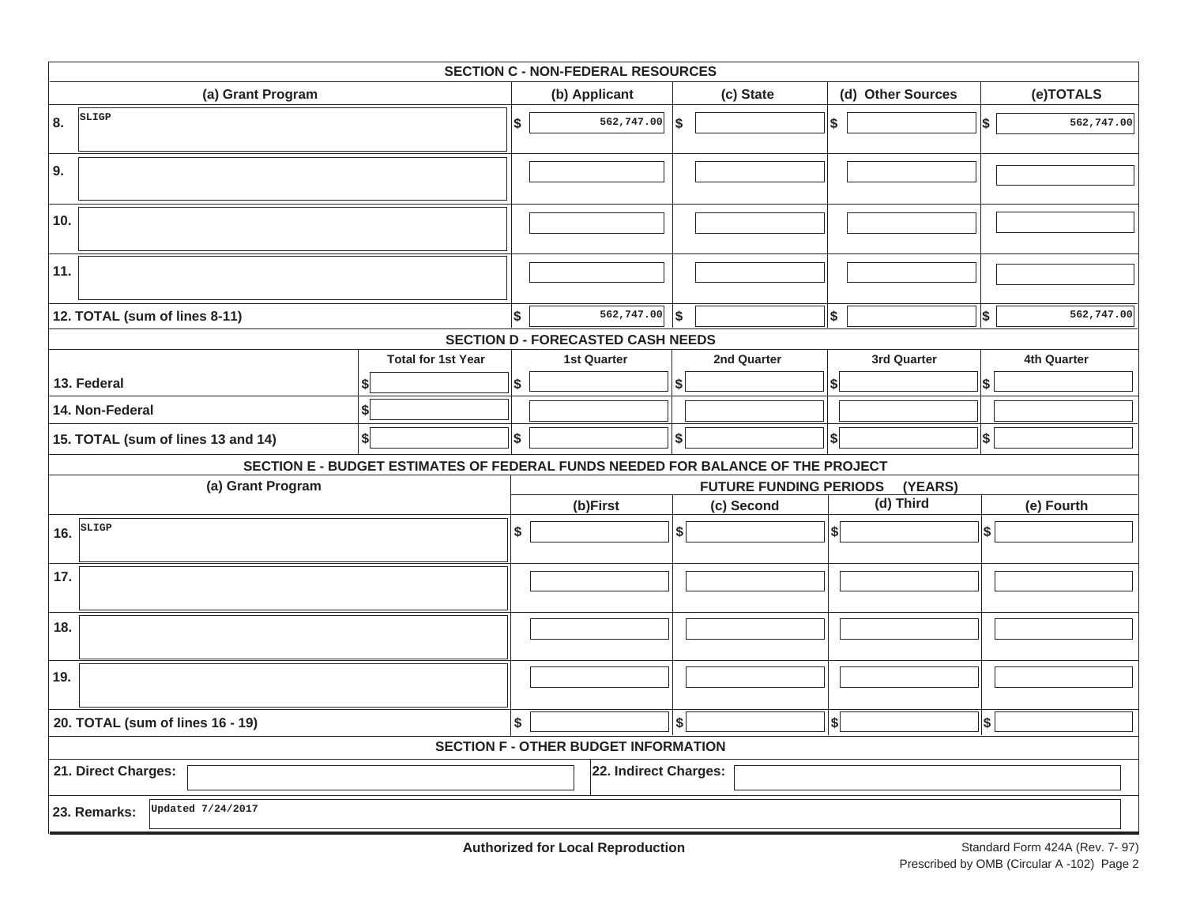## SECTION C - NON-FEDERAL RESOURCES

| (a) Grant Program | (b) Applicant | (c) State | (d) Other Sources | (e)TOTALS |
|---|---|---|---|---|
| 8. SLIGP | $ 562,747.00 | $ | $ | $ 562,747.00 |
| 9. | | | | |
| 10. | | | | |
| 11. | | | | |
| 12. TOTAL (sum of lines 8-11) | $ 562,747.00 | $ | $ | $ 562,747.00 |

## SECTION D - FORECASTED CASH NEEDS

| | Total for 1st Year | 1st Quarter | 2nd Quarter | 3rd Quarter | 4th Quarter |
|---|---|---|---|---|---|
| 13. Federal | $ | $ | $ | $ | $ |
| 14. Non-Federal | $ | | | | |
| 15. TOTAL (sum of lines 13 and 14) | $ | $ | $ | $ | $ |

## SECTION E - BUDGET ESTIMATES OF FEDERAL FUNDS NEEDED FOR BALANCE OF THE PROJECT

| (a) Grant Program | FUTURE FUNDING PERIODS (YEARS) | | | |
|---|---|---|---|---|
| | (b)First | (c) Second | (d) Third | (e) Fourth |
| 16. SLIGP | $ | $ | $ | $ |
| 17. | | | | |
| 18. | | | | |
| 19. | | | | |
| 20. TOTAL (sum of lines 16 - 19) | $ | $ | $ | $ |

## SECTION F - OTHER BUDGET INFORMATION

| 21. Direct Charges: | 22. Indirect Charges: |
|---|---|
| | |

23. Remarks: Updated 7/24/2017

**Authorized for Local Reproduction**

Standard Form 424A (Rev. 7- 97)
Prescribed by OMB (Circular A -102) Page 2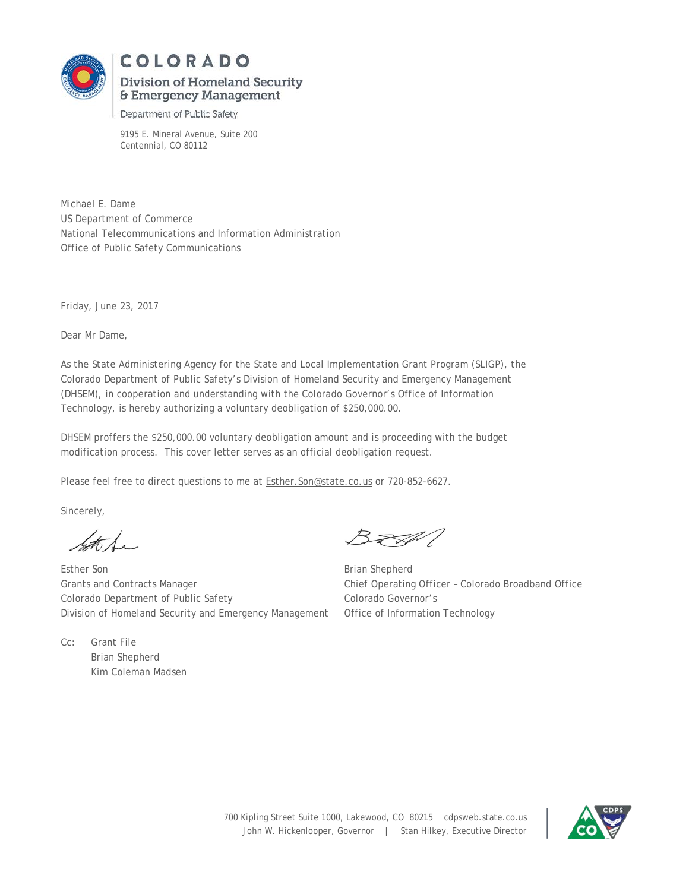**COLORADO**

**Division of Homeland Security & Emergency Management**

Department of Public Safety

9195 E. Mineral Avenue, Suite 200
Centennial, CO 80112

Michael E. Dame
US Department of Commerce
National Telecommunications and Information Administration
Office of Public Safety Communications

Friday, June 23, 2017

Dear Mr Dame,

As the State Administering Agency for the State and Local Implementation Grant Program (SLIGP), the Colorado Department of Public Safety's Division of Homeland Security and Emergency Management (DHSEM), in cooperation and understanding with the Colorado Governor's Office of Information Technology, is hereby authorizing a voluntary deobligation of $250,000.00.

DHSEM proffers the $250,000.00 voluntary deobligation amount and is proceeding with the budget modification process. This cover letter serves as an official deobligation request.

Please feel free to direct questions to me at Esther.Son@state.co.us or 720-852-6627.

Sincerely,

Esther Son
Grants and Contracts Manager
Colorado Department of Public Safety
Division of Homeland Security and Emergency Management

Brian Shepherd
Chief Operating Officer – Colorado Broadband Office
Colorado Governor's
Office of Information Technology

Cc: Grant File
Brian Shepherd
Kim Coleman Madsen

700 Kipling Street Suite 1000, Lakewood, CO 80215 cdpsweb.state.co.us
John W. Hickenlooper, Governor | Stan Hilkey, Executive Director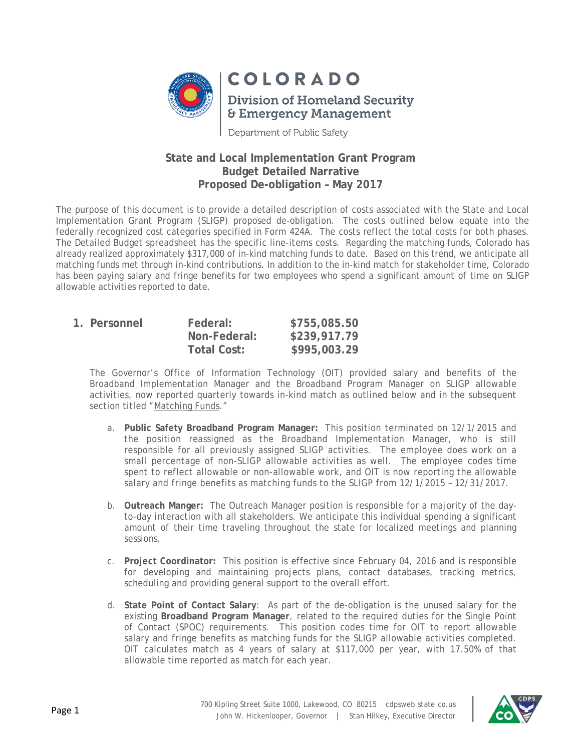COLORADO

Division of Homeland Security & Emergency Management

Department of Public Safety

**State and Local Implementation Grant Program**
**Budget Detailed Narrative**
**Proposed De-obligation – May 2017**

The purpose of this document is to provide a detailed description of costs associated with the State and Local Implementation Grant Program (SLIGP) proposed de-obligation. The costs outlined below equate into the federally recognized cost categories specified in Form 424A. The costs reflect the total costs for both phases. The Detailed Budget spreadsheet has the specific line-items costs. Regarding the matching funds, Colorado has already realized approximately $317,000 of in-kind matching funds to date. Based on this trend, we anticipate all matching funds met through in-kind contributions. In addition to the in-kind match for stakeholder time, Colorado has been paying salary and fringe benefits for two employees who spend a significant amount of time on SLIGP allowable activities reported to date.

**1. Personnel**

| | |
|---|---|
| **Federal:** | **$755,085.50** |
| **Non-Federal:** | **$239,917.79** |
| **Total Cost:** | **$995,003.29** |

The Governor's Office of Information Technology (OIT) provided salary and benefits of the Broadband Implementation Manager and the Broadband Program Manager on SLIGP allowable activities, now reported quarterly towards in-kind match as outlined below and in the subsequent section titled "Matching Funds."

a. **Public Safety Broadband Program Manager:** This position terminated on 12/1/2015 and the position reassigned as the Broadband Implementation Manager, who is still responsible for all previously assigned SLIGP activities. The employee does work on a small percentage of non-SLIGP allowable activities as well. The employee codes time spent to reflect allowable or non-allowable work, and OIT is now reporting the allowable salary and fringe benefits as matching funds to the SLIGP from 12/1/2015 – 12/31/2017.

b. **Outreach Manger:** The Outreach Manager position is responsible for a majority of the day-to-day interaction with all stakeholders. We anticipate this individual spending a significant amount of their time traveling throughout the state for localized meetings and planning sessions.

c. **Project Coordinator:** This position is effective since February 04, 2016 and is responsible for developing and maintaining projects plans, contact databases, tracking metrics, scheduling and providing general support to the overall effort.

d. **State Point of Contact Salary**: As part of the de-obligation is the unused salary for the existing **Broadband Program Manager**, related to the required duties for the Single Point of Contact (SPOC) requirements. This position codes time for OIT to report allowable salary and fringe benefits as matching funds for the SLIGP allowable activities completed. OIT calculates match as 4 years of salary at $117,000 per year, with 17.50% of that allowable time reported as match for each year.

700 Kipling Street Suite 1000, Lakewood, CO 80215 cdpsweb.state.co.us
John W. Hickenlooper, Governor | Stan Hilkey, Executive Director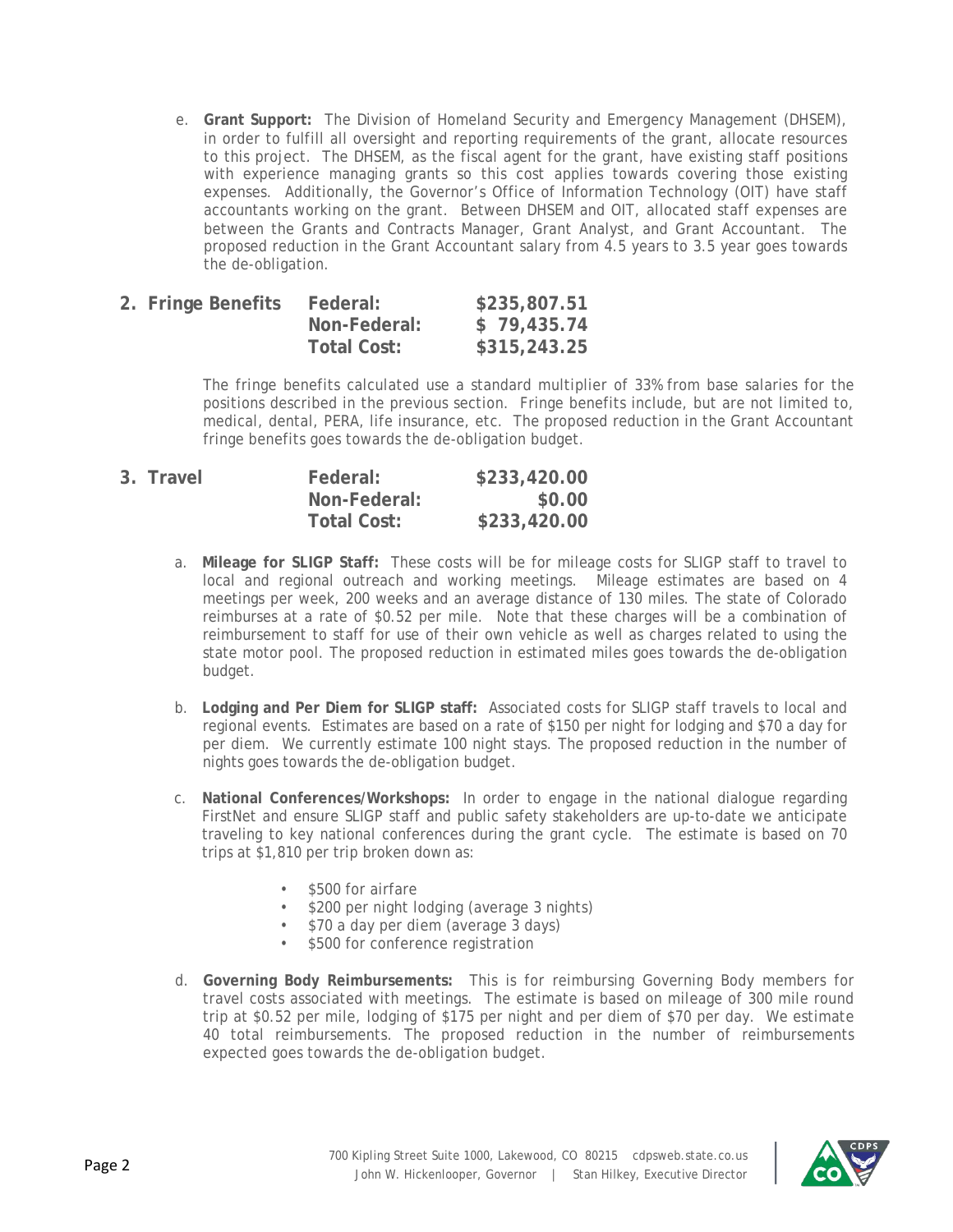e. **Grant Support:** The Division of Homeland Security and Emergency Management (DHSEM), in order to fulfill all oversight and reporting requirements of the grant, allocate resources to this project. The DHSEM, as the fiscal agent for the grant, have existing staff positions with experience managing grants so this cost applies towards covering those existing expenses. Additionally, the Governor's Office of Information Technology (OIT) have staff accountants working on the grant. Between DHSEM and OIT, allocated staff expenses are between the Grants and Contracts Manager, Grant Analyst, and Grant Accountant. The proposed reduction in the Grant Accountant salary from 4.5 years to 3.5 year goes towards the de-obligation.

## 2. Fringe Benefits

| | |
|---|---|
| **Federal:** | **$235,807.51** |
| **Non-Federal:** | **$ 79,435.74** |
| **Total Cost:** | **$315,243.25** |

The fringe benefits calculated use a standard multiplier of 33% from base salaries for the positions described in the previous section. Fringe benefits include, but are not limited to, medical, dental, PERA, life insurance, etc. The proposed reduction in the Grant Accountant fringe benefits goes towards the de-obligation budget.

## 3. Travel

| | |
|---|---|
| **Federal:** | **$233,420.00** |
| **Non-Federal:** | **$0.00** |
| **Total Cost:** | **$233,420.00** |

a. **Mileage for SLIGP Staff:** These costs will be for mileage costs for SLIGP staff to travel to local and regional outreach and working meetings. Mileage estimates are based on 4 meetings per week, 200 weeks and an average distance of 130 miles. The state of Colorado reimburses at a rate of $0.52 per mile. Note that these charges will be a combination of reimbursement to staff for use of their own vehicle as well as charges related to using the state motor pool. The proposed reduction in estimated miles goes towards the de-obligation budget.

b. **Lodging and Per Diem for SLIGP staff:** Associated costs for SLIGP staff travels to local and regional events. Estimates are based on a rate of $150 per night for lodging and $70 a day for per diem. We currently estimate 100 night stays. The proposed reduction in the number of nights goes towards the de-obligation budget.

c. **National Conferences/Workshops:** In order to engage in the national dialogue regarding FirstNet and ensure SLIGP staff and public safety stakeholders are up-to-date we anticipate traveling to key national conferences during the grant cycle. The estimate is based on 70 trips at $1,810 per trip broken down as:

- $500 for airfare
- $200 per night lodging (average 3 nights)
- $70 a day per diem (average 3 days)
- $500 for conference registration

d. **Governing Body Reimbursements:** This is for reimbursing Governing Body members for travel costs associated with meetings. The estimate is based on mileage of 300 mile round trip at $0.52 per mile, lodging of $175 per night and per diem of $70 per day. We estimate 40 total reimbursements. The proposed reduction in the number of reimbursements expected goes towards the de-obligation budget.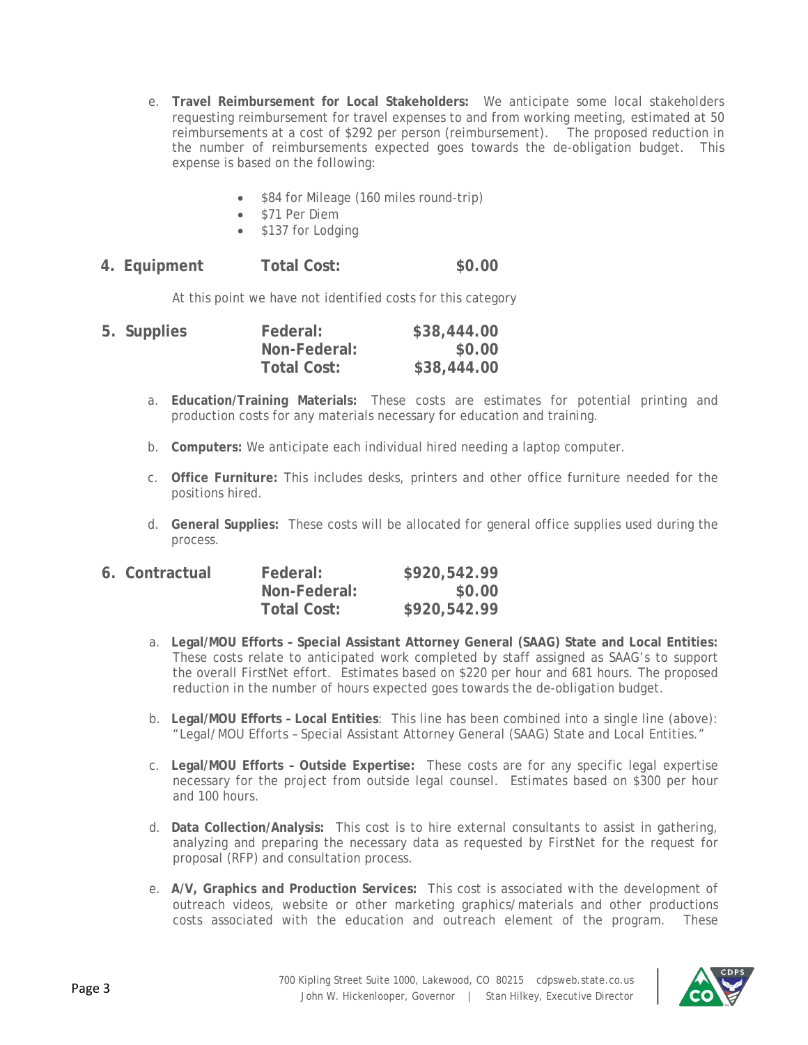e. **Travel Reimbursement for Local Stakeholders:** We anticipate some local stakeholders requesting reimbursement for travel expenses to and from working meeting, estimated at 50 reimbursements at a cost of $292 per person (reimbursement). The proposed reduction in the number of reimbursements expected goes towards the de-obligation budget. This expense is based on the following:

- $84 for Mileage (160 miles round-trip)
- $71 Per Diem
- $137 for Lodging

## 4. Equipment

| | | |
|---|---|---|
| | **Total Cost:** | **$0.00** |

At this point we have not identified costs for this category

## 5. Supplies

| | | |
|---|---|---|
| | **Federal:** | **$38,444.00** |
| | **Non-Federal:** | **$0.00** |
| | **Total Cost:** | **$38,444.00** |

a. **Education/Training Materials:** These costs are estimates for potential printing and production costs for any materials necessary for education and training.

b. **Computers:** We anticipate each individual hired needing a laptop computer.

c. **Office Furniture:** This includes desks, printers and other office furniture needed for the positions hired.

d. **General Supplies:** These costs will be allocated for general office supplies used during the process.

## 6. Contractual

| | | |
|---|---|---|
| | **Federal:** | **$920,542.99** |
| | **Non-Federal:** | **$0.00** |
| | **Total Cost:** | **$920,542.99** |

a. **Legal/MOU Efforts – Special Assistant Attorney General (SAAG) State and Local Entities:** These costs relate to anticipated work completed by staff assigned as SAAG's to support the overall FirstNet effort. Estimates based on $220 per hour and 681 hours. The proposed reduction in the number of hours expected goes towards the de-obligation budget.

b. **Legal/MOU Efforts – Local Entities**: This line has been combined into a single line (above): "Legal/MOU Efforts – Special Assistant Attorney General (SAAG) State and Local Entities."

c. **Legal/MOU Efforts – Outside Expertise:** These costs are for any specific legal expertise necessary for the project from outside legal counsel. Estimates based on $300 per hour and 100 hours.

d. **Data Collection/Analysis:** This cost is to hire external consultants to assist in gathering, analyzing and preparing the necessary data as requested by FirstNet for the request for proposal (RFP) and consultation process.

e. **A/V, Graphics and Production Services:** This cost is associated with the development of outreach videos, website or other marketing graphics/materials and other productions costs associated with the education and outreach element of the program. These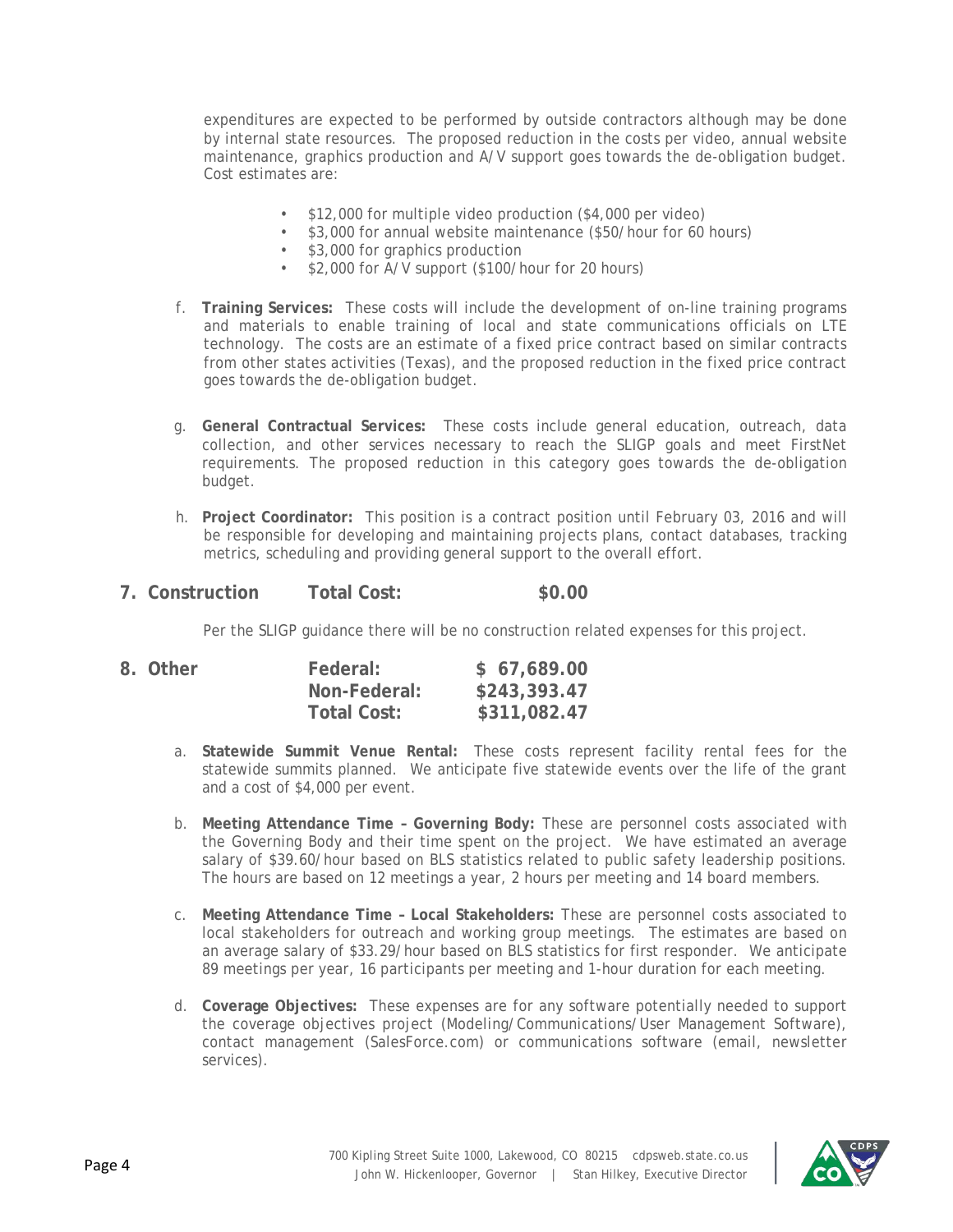expenditures are expected to be performed by outside contractors although may be done by internal state resources. The proposed reduction in the costs per video, annual website maintenance, graphics production and A/V support goes towards the de-obligation budget. Cost estimates are:

- $12,000 for multiple video production ($4,000 per video)
- $3,000 for annual website maintenance ($50/hour for 60 hours)
- $3,000 for graphics production
- $2,000 for A/V support ($100/hour for 20 hours)

f. **Training Services:** These costs will include the development of on-line training programs and materials to enable training of local and state communications officials on LTE technology. The costs are an estimate of a fixed price contract based on similar contracts from other states activities (Texas), and the proposed reduction in the fixed price contract goes towards the de-obligation budget.

g. **General Contractual Services:** These costs include general education, outreach, data collection, and other services necessary to reach the SLIGP goals and meet FirstNet requirements. The proposed reduction in this category goes towards the de-obligation budget.

h. **Project Coordinator:** This position is a contract position until February 03, 2016 and will be responsible for developing and maintaining projects plans, contact databases, tracking metrics, scheduling and providing general support to the overall effort.

## 7. Construction — Total Cost: $0.00

Per the SLIGP guidance there will be no construction related expenses for this project.

## 8. Other

| | |
|---|---|
| **Federal:** | **$ 67,689.00** |
| **Non-Federal:** | **$243,393.47** |
| **Total Cost:** | **$311,082.47** |

a. **Statewide Summit Venue Rental:** These costs represent facility rental fees for the statewide summits planned. We anticipate five statewide events over the life of the grant and a cost of $4,000 per event.

b. **Meeting Attendance Time – Governing Body:** These are personnel costs associated with the Governing Body and their time spent on the project. We have estimated an average salary of $39.60/hour based on BLS statistics related to public safety leadership positions. The hours are based on 12 meetings a year, 2 hours per meeting and 14 board members.

c. **Meeting Attendance Time – Local Stakeholders:** These are personnel costs associated to local stakeholders for outreach and working group meetings. The estimates are based on an average salary of $33.29/hour based on BLS statistics for first responder. We anticipate 89 meetings per year, 16 participants per meeting and 1-hour duration for each meeting.

d. **Coverage Objectives:** These expenses are for any software potentially needed to support the coverage objectives project (Modeling/Communications/User Management Software), contact management (SalesForce.com) or communications software (email, newsletter services).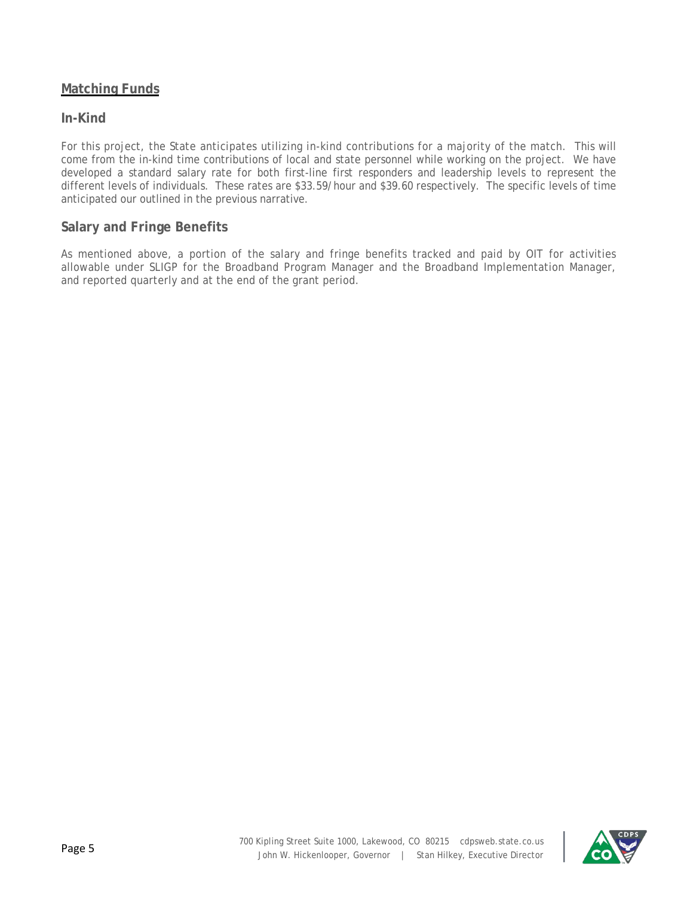## Matching Funds

### In-Kind

For this project, the State anticipates utilizing in-kind contributions for a majority of the match. This will come from the in-kind time contributions of local and state personnel while working on the project. We have developed a standard salary rate for both first-line first responders and leadership levels to represent the different levels of individuals. These rates are $33.59/hour and $39.60 respectively. The specific levels of time anticipated our outlined in the previous narrative.

### Salary and Fringe Benefits

As mentioned above, a portion of the salary and fringe benefits tracked and paid by OIT for activities allowable under SLIGP for the Broadband Program Manager and the Broadband Implementation Manager, and reported quarterly and at the end of the grant period.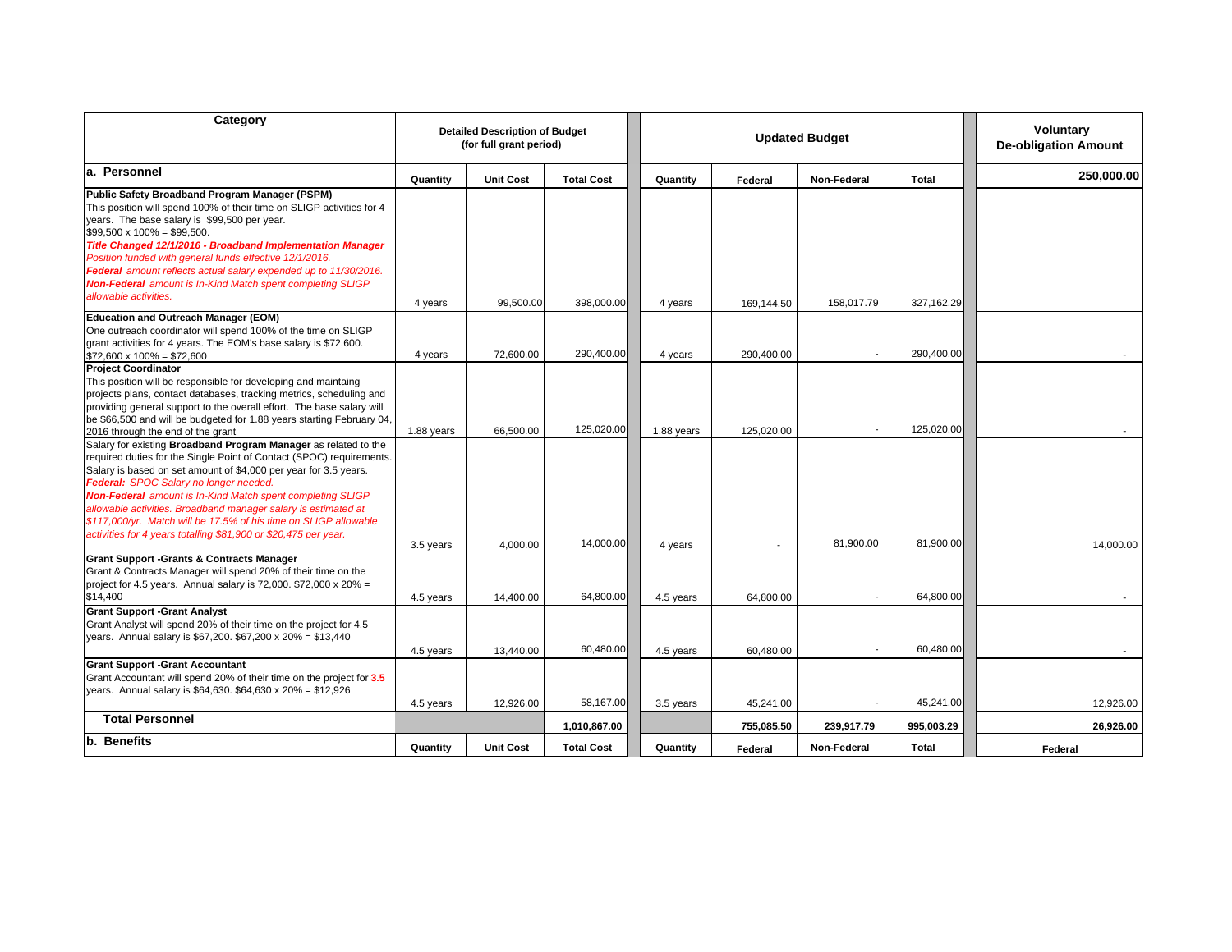| Category | Detailed Description of Budget (for full grant period) | | | Updated Budget | | | | Voluntary De-obligation Amount |
|---|---|---|---|---|---|---|---|---|
| **a. Personnel** | **Quantity** | **Unit Cost** | **Total Cost** | **Quantity** | **Federal** | **Non-Federal** | **Total** | **250,000.00** |
| **Public Safety Broadband Program Manager (PSPM)** This position will spend 100% of their time on SLIGP activities for 4 years. The base salary is $99,500 per year. $99,500 x 100% = $99,500. ***Title Changed 12/1/2016 - Broadband Implementation Manager*** *Position funded with general funds effective 12/1/2016.* ***Federal*** *amount reflects actual salary expended up to 11/30/2016.* ***Non-Federal*** *amount is In-Kind Match spent completing SLIGP allowable activities.* | 4 years | 99,500.00 | 398,000.00 | 4 years | 169,144.50 | 158,017.79 | 327,162.29 | |
| **Education and Outreach Manager (EOM)** One outreach coordinator will spend 100% of the time on SLIGP grant activities for 4 years. The EOM's base salary is $72,600. $72,600 x 100% = $72,600 | 4 years | 72,600.00 | 290,400.00 | 4 years | 290,400.00 | - | 290,400.00 | - |
| **Project Coordinator** This position will be responsible for developing and maintaing projects plans, contact databases, tracking metrics, scheduling and providing general support to the overall effort. The base salary will be $66,500 and will be budgeted for 1.88 years starting February 04, 2016 through the end of the grant. | 1.88 years | 66,500.00 | 125,020.00 | 1.88 years | 125,020.00 | - | 125,020.00 | - |
| Salary for existing **Broadband Program Manager** as related to the required duties for the Single Point of Contact (SPOC) requirements. Salary is based on set amount of $4,000 per year for 3.5 years. ***Federal:*** *SPOC Salary no longer needed.* ***Non-Federal*** *amount is In-Kind Match spent completing SLIGP allowable activities. Broadband manager salary is estimated at $117,000/yr. Match will be 17.5% of his time on SLIGP allowable activities for 4 years totalling $81,900 or $20,475 per year.* | 3.5 years | 4,000.00 | 14,000.00 | 4 years | - | 81,900.00 | 81,900.00 | 14,000.00 |
| **Grant Support -Grants & Contracts Manager** Grant & Contracts Manager will spend 20% of their time on the project for 4.5 years. Annual salary is 72,000. $72,000 x 20% = $14,400 | 4.5 years | 14,400.00 | 64,800.00 | 4.5 years | 64,800.00 | - | 64,800.00 | - |
| **Grant Support -Grant Analyst** Grant Analyst will spend 20% of their time on the project for 4.5 years. Annual salary is $67,200. $67,200 x 20% = $13,440 | 4.5 years | 13,440.00 | 60,480.00 | 4.5 years | 60,480.00 | - | 60,480.00 | - |
| **Grant Support -Grant Accountant** Grant Accountant will spend 20% of their time on the project for **3.5** years. Annual salary is $64,630. $64,630 x 20% = $12,926 | 4.5 years | 12,926.00 | 58,167.00 | 3.5 years | 45,241.00 | - | 45,241.00 | 12,926.00 |
| **Total Personnel** | | | **1,010,867.00** | | **755,085.50** | **239,917.79** | **995,003.29** | **26,926.00** |
| **b. Benefits** | **Quantity** | **Unit Cost** | **Total Cost** | **Quantity** | **Federal** | **Non-Federal** | **Total** | **Federal** |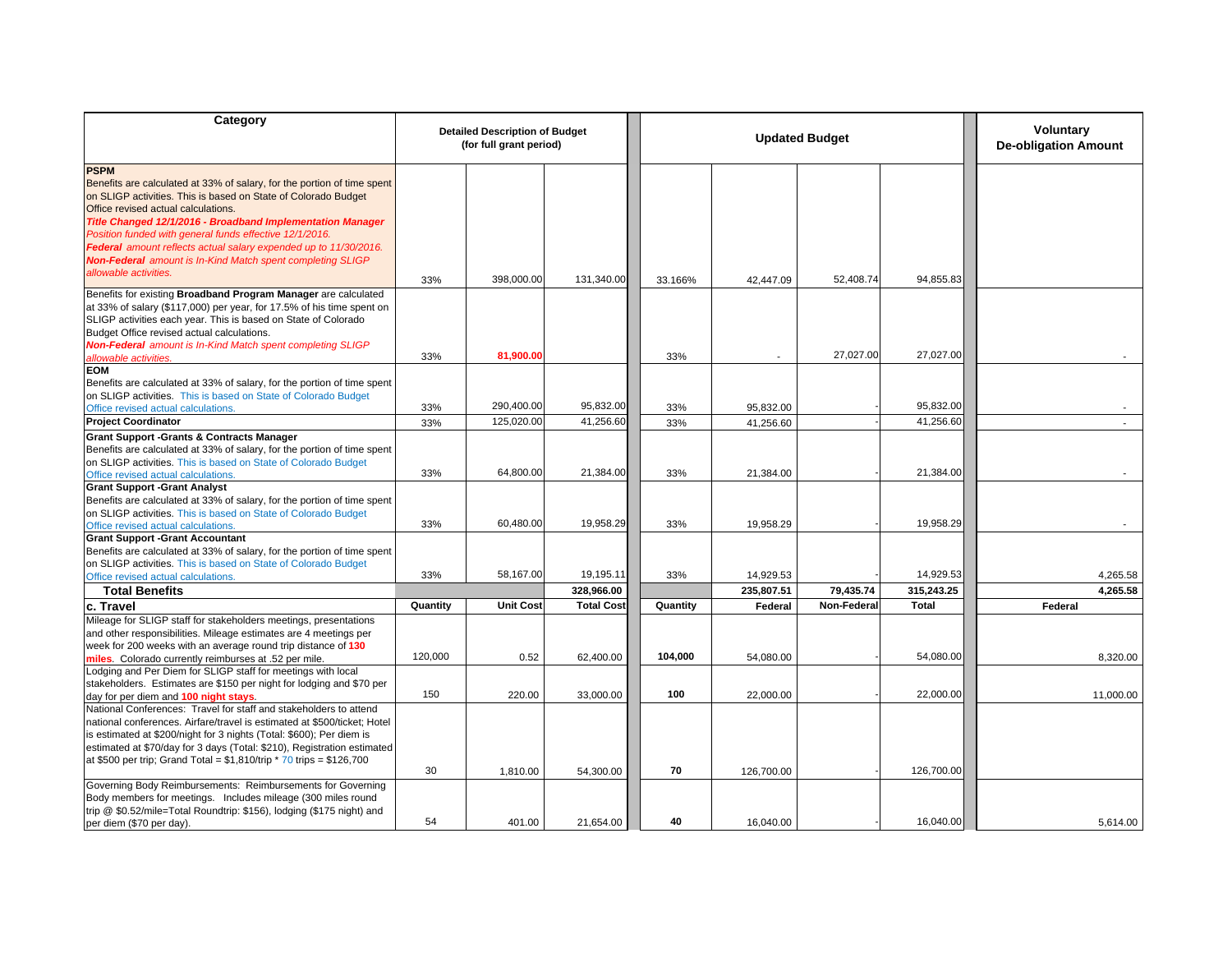| Category | Detailed Description of Budget (for full grant period) | | | Updated Budget | | | | Voluntary De-obligation Amount |
|---|---|---|---|---|---|---|---|---|
| **PSPM** Benefits are calculated at 33% of salary, for the portion of time spent on SLIGP activities. This is based on State of Colorado Budget Office revised actual calculations. ***Title Changed 12/1/2016 - Broadband Implementation Manager*** *Position funded with general funds effective 12/1/2016.* ***Federal*** *amount reflects actual salary expended up to 11/30/2016.* ***Non-Federal*** *amount is In-Kind Match spent completing SLIGP allowable activities.* | 33% | 398,000.00 | 131,340.00 | 33.166% | 42,447.09 | 52,408.74 | 94,855.83 | |
| Benefits for existing **Broadband Program Manager** are calculated at 33% of salary ($117,000) per year, for 17.5% of his time spent on SLIGP activities each year. This is based on State of Colorado Budget Office revised actual calculations. ***Non-Federal*** *amount is In-Kind Match spent completing SLIGP allowable activities.* | 33% | **81,900.00** | | 33% | - | 27,027.00 | 27,027.00 | - |
| **EOM** Benefits are calculated at 33% of salary, for the portion of time spent on SLIGP activities. This is based on State of Colorado Budget Office revised actual calculations. | 33% | 290,400.00 | 95,832.00 | 33% | 95,832.00 | - | 95,832.00 | - |
| **Project Coordinator** | 33% | 125,020.00 | 41,256.60 | 33% | 41,256.60 | - | 41,256.60 | - |
| **Grant Support -Grants & Contracts Manager** Benefits are calculated at 33% of salary, for the portion of time spent on SLIGP activities. This is based on State of Colorado Budget Office revised actual calculations. | 33% | 64,800.00 | 21,384.00 | 33% | 21,384.00 | - | 21,384.00 | - |
| **Grant Support -Grant Analyst** Benefits are calculated at 33% of salary, for the portion of time spent on SLIGP activities. This is based on State of Colorado Budget Office revised actual calculations. | 33% | 60,480.00 | 19,958.29 | 33% | 19,958.29 | - | 19,958.29 | - |
| **Grant Support -Grant Accountant** Benefits are calculated at 33% of salary, for the portion of time spent on SLIGP activities. This is based on State of Colorado Budget Office revised actual calculations. | 33% | 58,167.00 | 19,195.11 | 33% | 14,929.53 | - | 14,929.53 | 4,265.58 |
| **Total Benefits** | | | **328,966.00** | | **235,807.51** | **79,435.74** | **315,243.25** | **4,265.58** |
| **c. Travel** | **Quantity** | **Unit Cost** | **Total Cost** | **Quantity** | **Federal** | **Non-Federal** | **Total** | **Federal** |
| Mileage for SLIGP staff for stakeholders meetings, presentations and other responsibilities. Mileage estimates are 4 meetings per week for 200 weeks with an average round trip distance of **130 miles**. Colorado currently reimburses at .52 per mile. | 120,000 | 0.52 | 62,400.00 | **104,000** | 54,080.00 | - | 54,080.00 | 8,320.00 |
| Lodging and Per Diem for SLIGP staff for meetings with local stakeholders. Estimates are $150 per night for lodging and $70 per day for per diem and **100 night stays**. | 150 | 220.00 | 33,000.00 | **100** | 22,000.00 | - | 22,000.00 | 11,000.00 |
| National Conferences: Travel for staff and stakeholders to attend national conferences. Airfare/travel is estimated at $500/ticket; Hotel is estimated at $200/night for 3 nights (Total: $600); Per diem is estimated at $70/day for 3 days (Total: $210), Registration estimated at $500 per trip; Grand Total = $1,810/trip * 70 trips = $126,700 | 30 | 1,810.00 | 54,300.00 | **70** | 126,700.00 | - | 126,700.00 | |
| Governing Body Reimbursements: Reimbursements for Governing Body members for meetings. Includes mileage (300 miles round trip @ $0.52/mile=Total Roundtrip: $156), lodging ($175 night) and per diem ($70 per day). | 54 | 401.00 | 21,654.00 | **40** | 16,040.00 | - | 16,040.00 | 5,614.00 |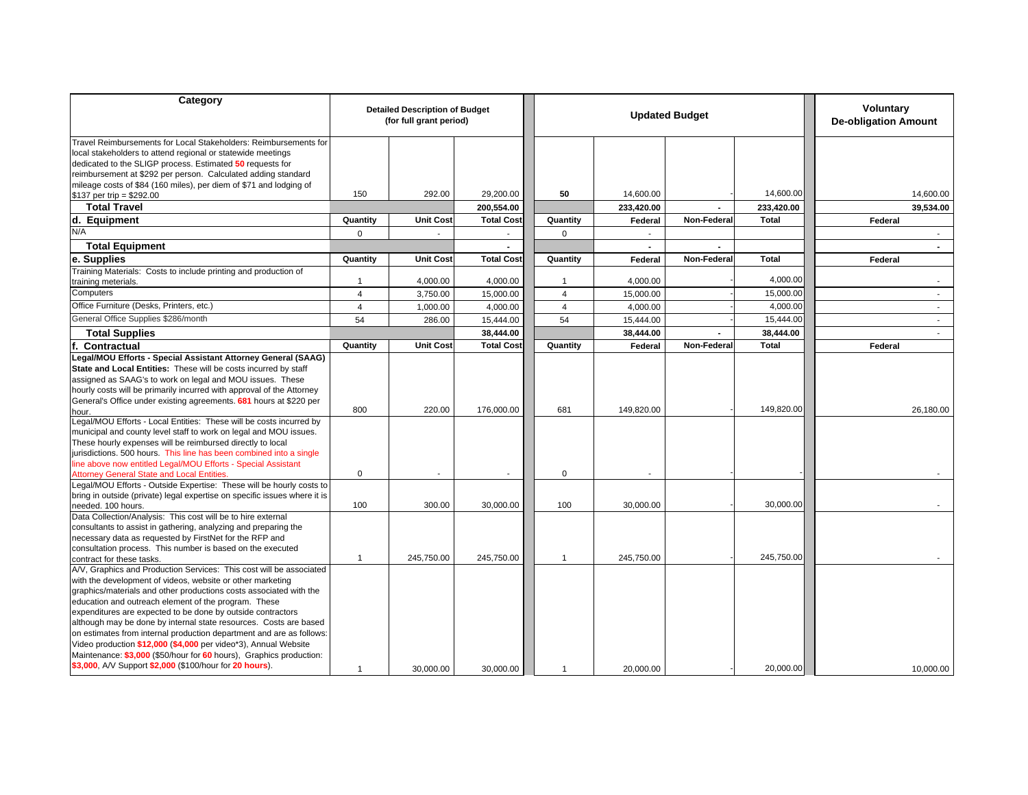| Category | Detailed Description of Budget (for full grant period) | | | Updated Budget | | | | Voluntary De-obligation Amount |
|---|---|---|---|---|---|---|---|---|
| Travel Reimbursements for Local Stakeholders: Reimbursements for local stakeholders to attend regional or statewide meetings dedicated to the SLIGP process. Estimated **50** requests for reimbursement at $292 per person. Calculated adding standard mileage costs of $84 (160 miles), per diem of $71 and lodging of $137 per trip = $292.00 | 150 | 292.00 | 29,200.00 | **50** | 14,600.00 | - | 14,600.00 | 14,600.00 |
| **Total Travel** | | | **200,554.00** | | **233,420.00** | **-** | **233,420.00** | **39,534.00** |
| **d. Equipment** | **Quantity** | **Unit Cost** | **Total Cost** | **Quantity** | **Federal** | **Non-Federal** | **Total** | **Federal** |
| N/A | 0 | - | - | 0 | - | | | - |
| **Total Equipment** | | | **-** | | **-** | **-** | | **-** |
| **e. Supplies** | **Quantity** | **Unit Cost** | **Total Cost** | **Quantity** | **Federal** | **Non-Federal** | **Total** | **Federal** |
| Training Materials: Costs to include printing and production of training meterials. | 1 | 4,000.00 | 4,000.00 | 1 | 4,000.00 | - | 4,000.00 | - |
| Computers | 4 | 3,750.00 | 15,000.00 | 4 | 15,000.00 | - | 15,000.00 | - |
| Office Furniture (Desks, Printers, etc.) | 4 | 1,000.00 | 4,000.00 | 4 | 4,000.00 | - | 4,000.00 | - |
| General Office Supplies $286/month | 54 | 286.00 | 15,444.00 | 54 | 15,444.00 | - | 15,444.00 | - |
| **Total Supplies** | | | **38,444.00** | | **38,444.00** | **-** | **38,444.00** | - |
| **f. Contractual** | **Quantity** | **Unit Cost** | **Total Cost** | **Quantity** | **Federal** | **Non-Federal** | **Total** | **Federal** |
| **Legal/MOU Efforts - Special Assistant Attorney General (SAAG) State and Local Entities:** These will be costs incurred by staff assigned as SAAG's to work on legal and MOU issues. These hourly costs will be primarily incurred with approval of the Attorney General's Office under existing agreements. **681** hours at $220 per hour. | 800 | 220.00 | 176,000.00 | 681 | 149,820.00 | - | 149,820.00 | 26,180.00 |
| Legal/MOU Efforts - Local Entities: These will be costs incurred by municipal and county level staff to work on legal and MOU issues. These hourly expenses will be reimbursed directly to local jurisdictions. 500 hours. This line has been combined into a single line above now entitled Legal/MOU Efforts - Special Assistant Attorney General State and Local Entities. | 0 | - | - | 0 | - | - | - | - |
| Legal/MOU Efforts - Outside Expertise: These will be hourly costs to bring in outside (private) legal expertise on specific issues where it is needed. 100 hours. | 100 | 300.00 | 30,000.00 | 100 | 30,000.00 | - | 30,000.00 | - |
| Data Collection/Analysis: This cost will be to hire external consultants to assist in gathering, analyzing and preparing the necessary data as requested by FirstNet for the RFP and consultation process. This number is based on the executed contract for these tasks. | 1 | 245,750.00 | 245,750.00 | 1 | 245,750.00 | - | 245,750.00 | - |
| A/V, Graphics and Production Services: This cost will be associated with the development of videos, website or other marketing graphics/materials and other productions costs associated with the education and outreach element of the program. These expenditures are expected to be done by outside contractors although may be done by internal state resources. Costs are based on estimates from internal production department and are as follows: Video production **$12,000** (**$4,000** per video*3), Annual Website Maintenance: **$3,000** ($50/hour for **60** hours), Graphics production: **$3,000**, A/V Support **$2,000** ($100/hour for **20 hours**). | 1 | 30,000.00 | 30,000.00 | 1 | 20,000.00 | - | 20,000.00 | 10,000.00 |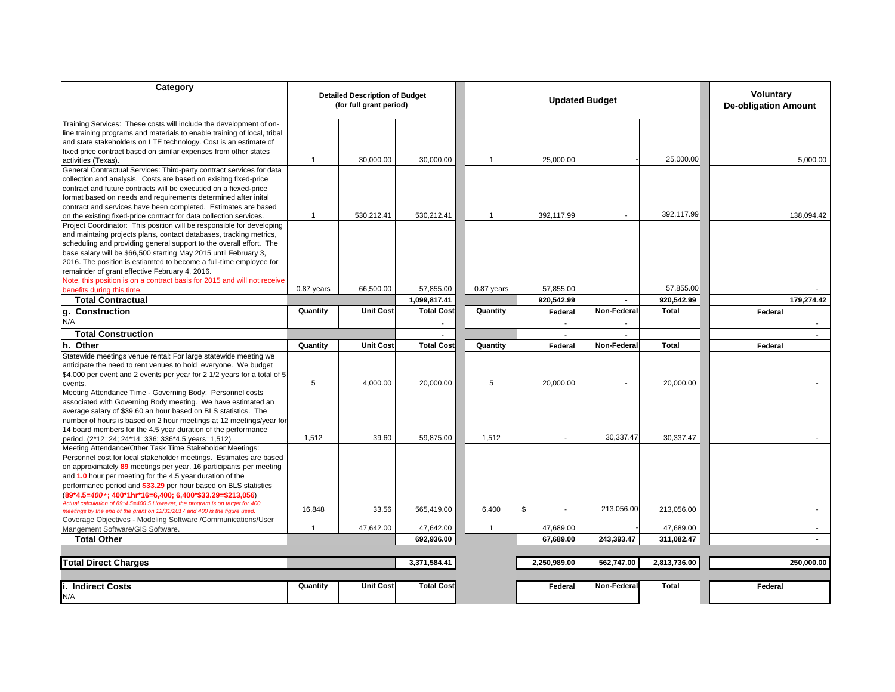| Category | Detailed Description of Budget (for full grant period) | | | Updated Budget | | | | Voluntary De-obligation Amount |
|---|---|---|---|---|---|---|---|---|
| Training Services: These costs will include the development of on-line training programs and materials to enable training of local, tribal and state stakeholders on LTE technology. Cost is an estimate of fixed price contract based on similar expenses from other states activities (Texas). | 1 | 30,000.00 | 30,000.00 | 1 | 25,000.00 | - | 25,000.00 | 5,000.00 |
| General Contractual Services: Third-party contract services for data collection and analysis. Costs are based on exisitng fixed-price contract and future contracts will be executied on a fexed-price format based on needs and requirements determined after inital contract and services have been completed. Estimates are based on the existing fixed-price contract for data collection services. | 1 | 530,212.41 | 530,212.41 | 1 | 392,117.99 | - | 392,117.99 | 138,094.42 |
| Project Coordinator: This position will be responsible for developing and maintaing projects plans, contact databases, tracking metrics, scheduling and providing general support to the overall effort. The base salary will be $66,500 starting May 2015 until February 3, 2016. The position is estiamted to become a full-time employee for remainder of grant effective February 4, 2016. Note, this position is on a contract basis for 2015 and will not receive benefits during this time. | 0.87 years | 66,500.00 | 57,855.00 | 0.87 years | 57,855.00 | | 57,855.00 | - |
| **Total Contractual** | | | **1,099,817.41** | | **920,542.99** | **-** | **920,542.99** | **179,274.42** |
| **g. Construction** | **Quantity** | **Unit Cost** | **Total Cost** | **Quantity** | **Federal** | **Non-Federal** | **Total** | **Federal** |
| N/A | | | - | | - | - | | - |
| **Total Construction** | | | **-** | | **-** | **-** | | **-** |
| **h. Other** | **Quantity** | **Unit Cost** | **Total Cost** | **Quantity** | **Federal** | **Non-Federal** | **Total** | **Federal** |
| Statewide meetings venue rental: For large statewide meeting we anticipate the need to rent venues to hold everyone. We budget $4,000 per event and 2 events per year for 2 1/2 years for a total of 5 events. | 5 | 4,000.00 | 20,000.00 | 5 | 20,000.00 | - | 20,000.00 | - |
| Meeting Attendance Time - Governing Body: Personnel costs associated with Governing Body meeting. We have estimated an average salary of $39.60 an hour based on BLS statistics. The number of hours is based on 2 hour meetings at 12 meetings/year for 14 board members for the 4.5 year duration of the performance period. (2*12=24; 24*14=336; 336*4.5 years=1,512) | 1,512 | 39.60 | 59,875.00 | 1,512 | - | 30,337.47 | 30,337.47 | - |
| Meeting Attendance/Other Task Time Stakeholder Meetings: Personnel cost for local stakeholder meetings. Estimates are based on approximately **89** meetings per year, 16 participants per meeting and **1.0** hour per meeting for the 4.5 year duration of the performance period and **$33.29** per hour based on BLS statistics (**89*4.5=*400*\*; 400*1hr*16=6,400; 6,400*$33.29=$213,056**) *Actual calculation of 89*4.5=400.5 However, the program is on target for 400 meetings by the end of the grant on 12/31/2017 and 400 is the figure used.* | 16,848 | 33.56 | 565,419.00 | 6,400 | $ - | 213,056.00 | 213,056.00 | - |
| Coverage Objectives - Modeling Software /Communications/User Mangement Software/GIS Software. | 1 | 47,642.00 | 47,642.00 | 1 | 47,689.00 | - | 47,689.00 | - |
| **Total Other** | | | **692,936.00** | | **67,689.00** | **243,393.47** | **311,082.47** | **-** |
| **Total Direct Charges** | | | **3,371,584.41** | | **2,250,989.00** | **562,747.00** | **2,813,736.00** | **250,000.00** |
| **i. Indirect Costs** | **Quantity** | **Unit Cost** | **Total Cost** | | **Federal** | **Non-Federal** | **Total** | **Federal** |
| N/A | | | | | | | | |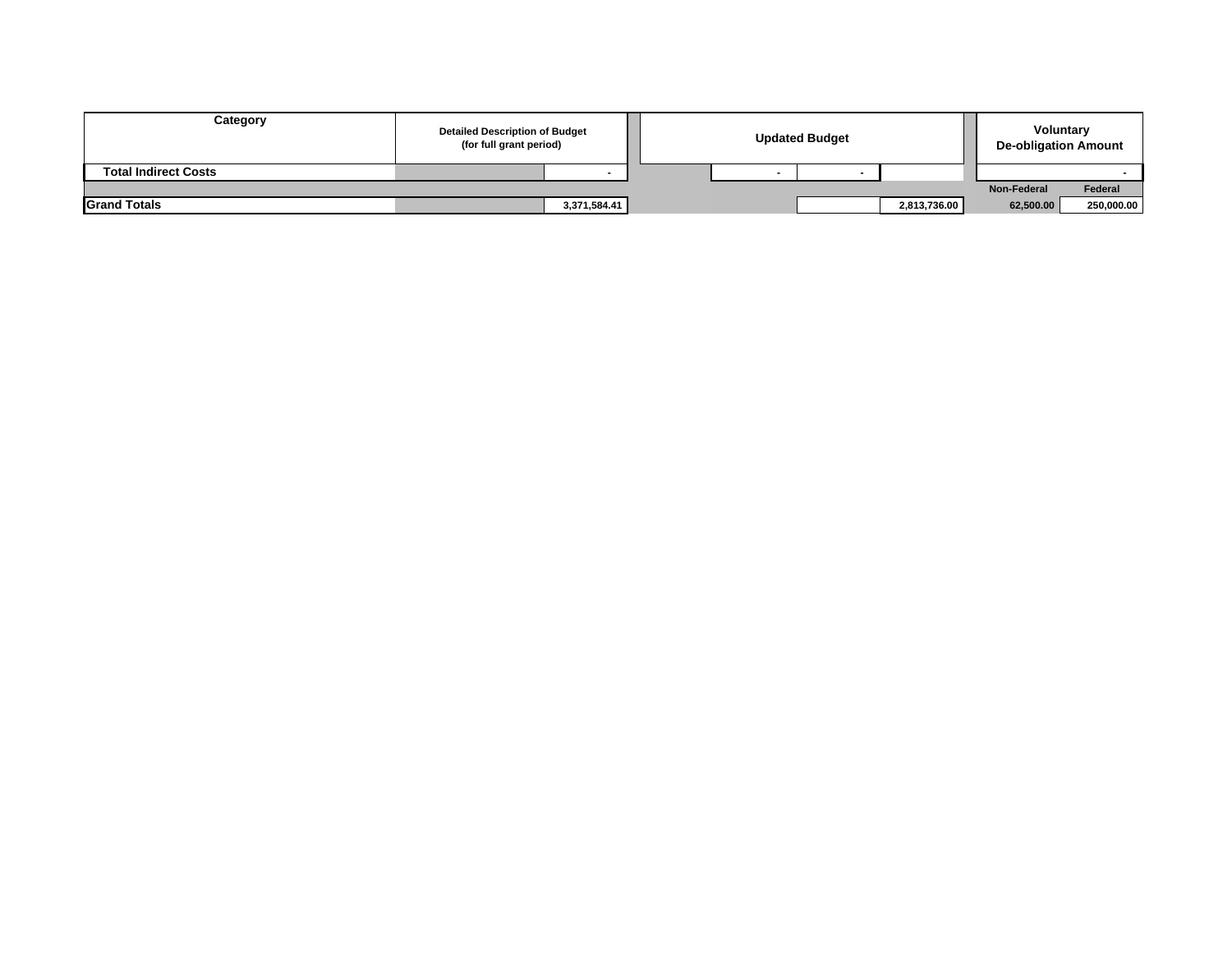| Category | Detailed Description of Budget (for full grant period) | | | Updated Budget | | | | Voluntary De-obligation Amount | |
|---|---|---|---|---|---|---|---|---|---|
| Total Indirect Costs | | - | | - | - | | | | - |
| | | | | | | | | Non-Federal | Federal |
| Grand Totals | | 3,371,584.41 | | | | 2,813,736.00 | | 62,500.00 | 250,000.00 |